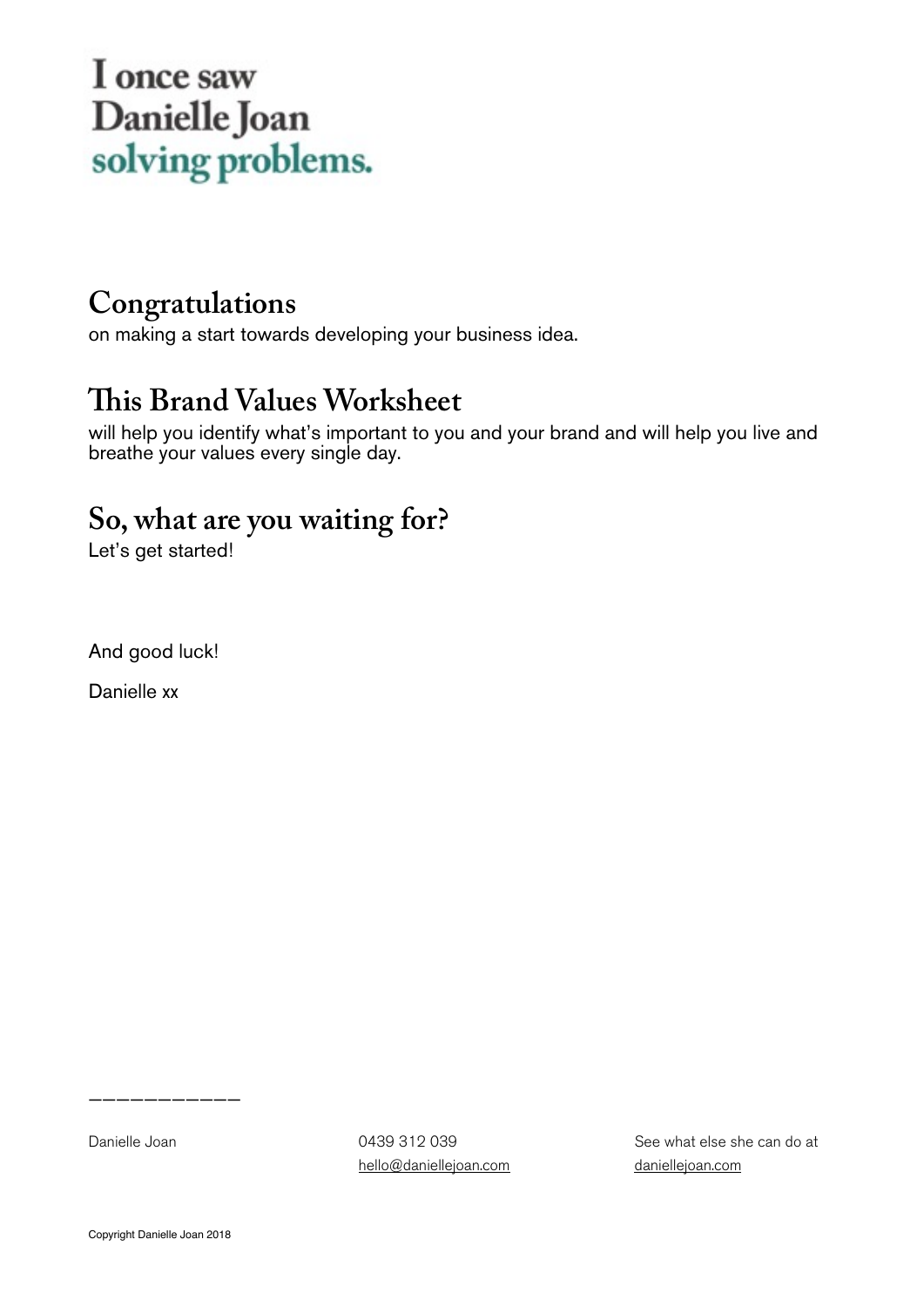# I once saw Danielle Joan solving problems.

## Congratulations

on making a start towards developing your business idea.

## This Brand Values Worksheet

will help you identify what's important to you and your brand and will help you live and breathe your values every single day.

## So, what are you waiting for?

Let's get started!

And good luck!

Danielle xx

———————————

Danielle Joan

0439 312 039
hello@daniellejoan.com

See what else she can do at
daniellejoan.com

Copyright Danielle Joan 2018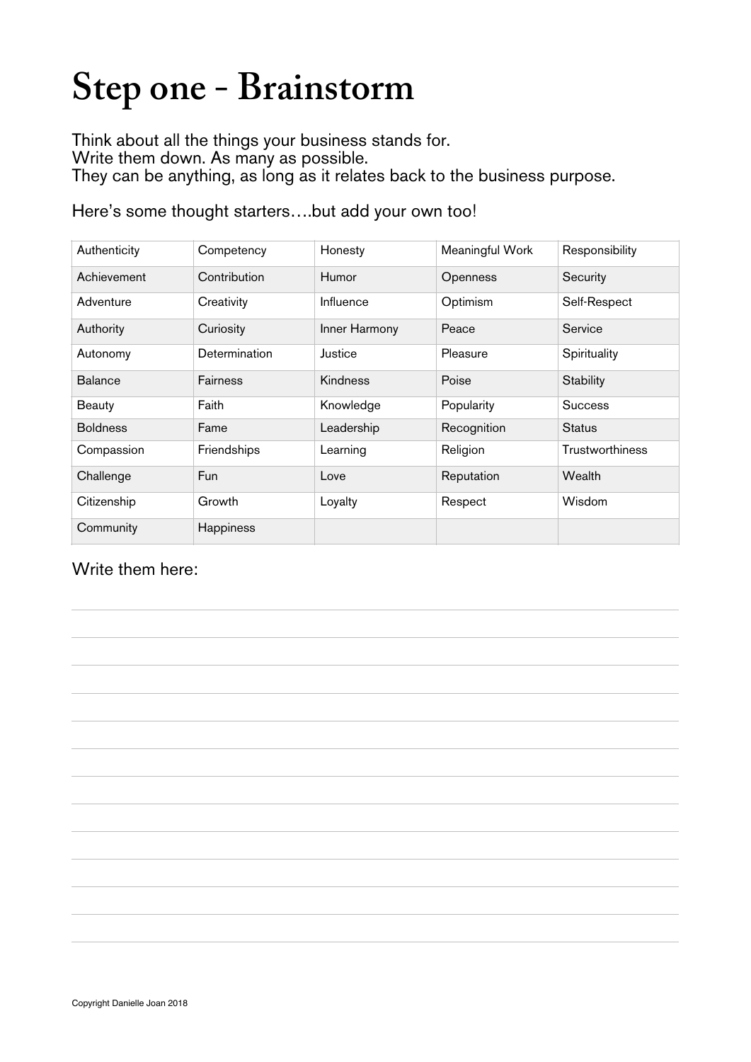# Step one - Brainstorm

Think about all the things your business stands for.
Write them down. As many as possible.
They can be anything, as long as it relates back to the business purpose.

Here's some thought starters….but add your own too!

| | | | | |
|---|---|---|---|---|
| Authenticity | Competency | Honesty | Meaningful Work | Responsibility |
| Achievement | Contribution | Humor | Openness | Security |
| Adventure | Creativity | Influence | Optimism | Self-Respect |
| Authority | Curiosity | Inner Harmony | Peace | Service |
| Autonomy | Determination | Justice | Pleasure | Spirituality |
| Balance | Fairness | Kindness | Poise | Stability |
| Beauty | Faith | Knowledge | Popularity | Success |
| Boldness | Fame | Leadership | Recognition | Status |
| Compassion | Friendships | Learning | Religion | Trustworthiness |
| Challenge | Fun | Love | Reputation | Wealth |
| Citizenship | Growth | Loyalty | Respect | Wisdom |
| Community | Happiness | | | |

Write them here:

Copyright Danielle Joan 2018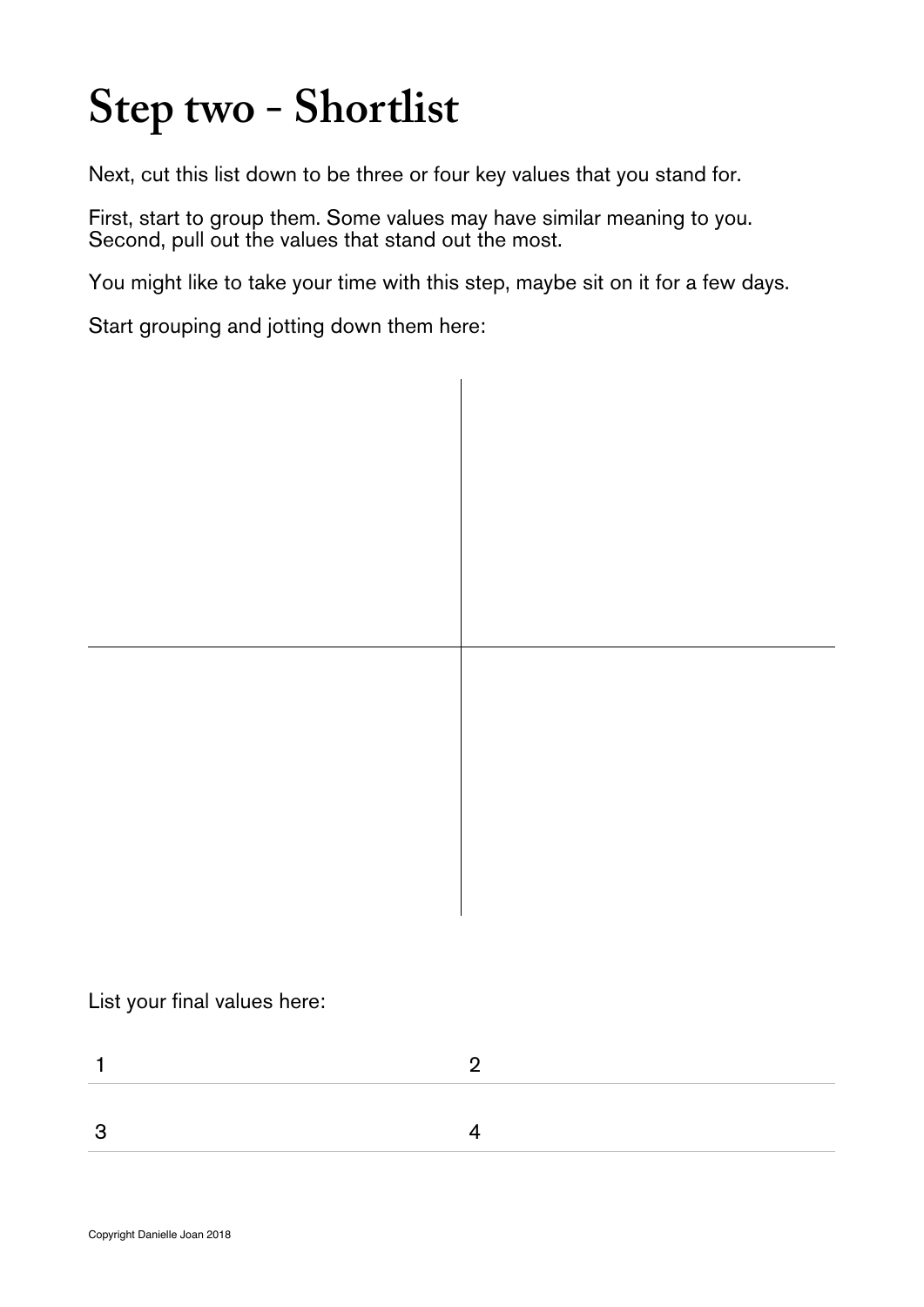# Step two - Shortlist

Next, cut this list down to be three or four key values that you stand for.

First, start to group them. Some values may have similar meaning to you.
Second, pull out the values that stand out the most.

You might like to take your time with this step, maybe sit on it for a few days.

Start grouping and jotting down them here:

List your final values here:

| 1 | 2 |
|---|---|
| 3 | 4 |

Copyright Danielle Joan 2018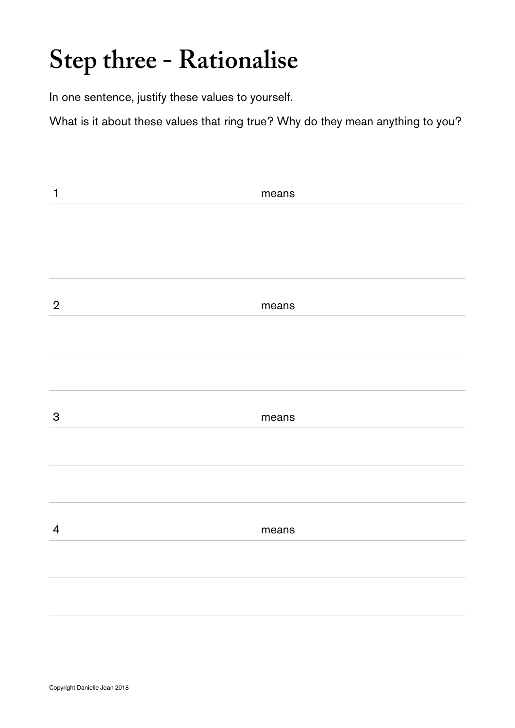# Step three - Rationalise

In one sentence, justify these values to yourself.

What is it about these values that ring true? Why do they mean anything to you?

1 means

2 means

3 means

4 means

Copyright Danielle Joan 2018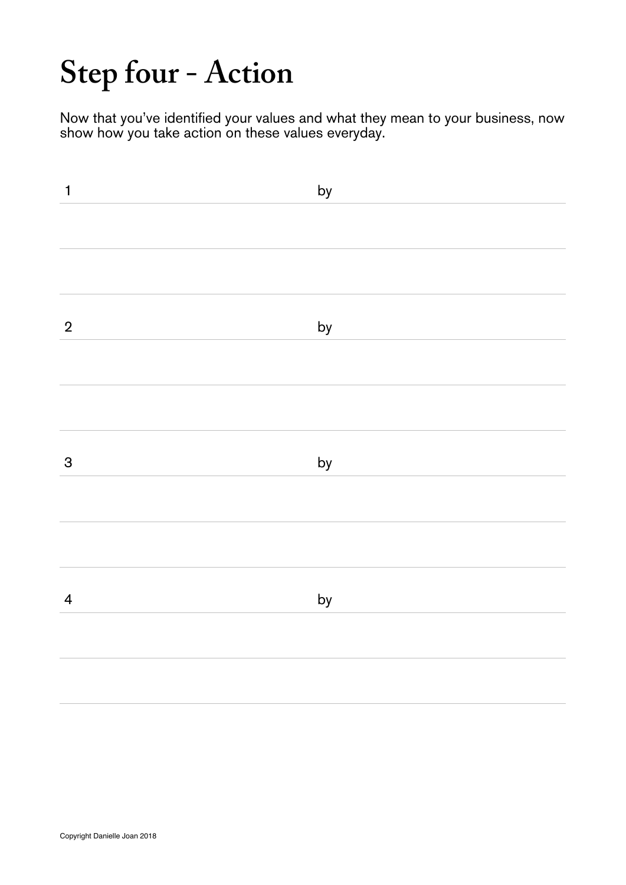# Step four - Action

Now that you've identified your values and what they mean to your business, now show how you take action on these values everyday.

1 by

2 by

3 by

4 by

Copyright Danielle Joan 2018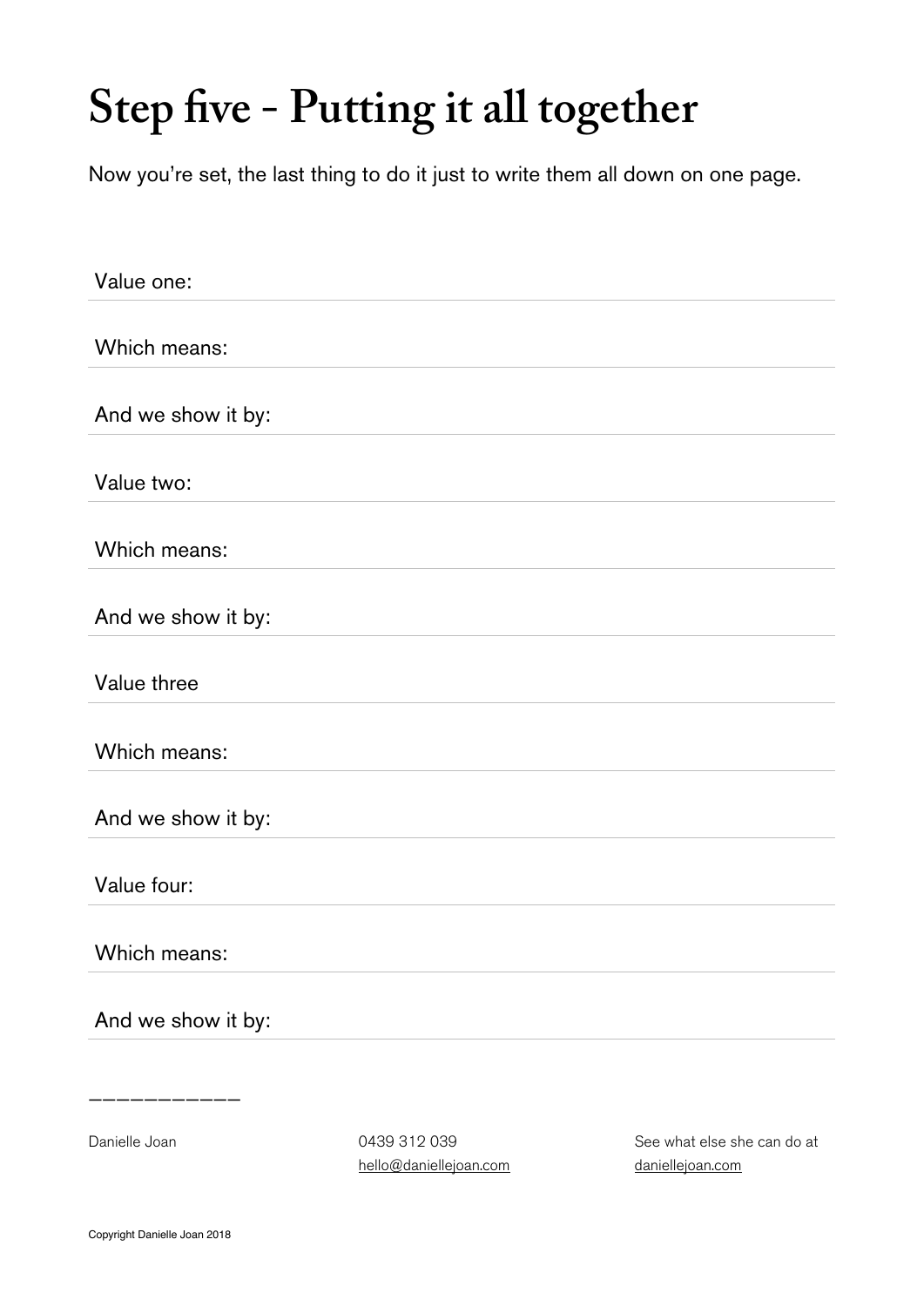# Step five - Putting it all together

Now you're set, the last thing to do it just to write them all down on one page.

Value one:

Which means:

And we show it by:

Value two:

Which means:

And we show it by:

Value three

Which means:

And we show it by:

Value four:

Which means:

And we show it by:

———————————

Danielle Joan

0439 312 039
hello@daniellejoan.com

See what else she can do at
daniellejoan.com

Copyright Danielle Joan 2018